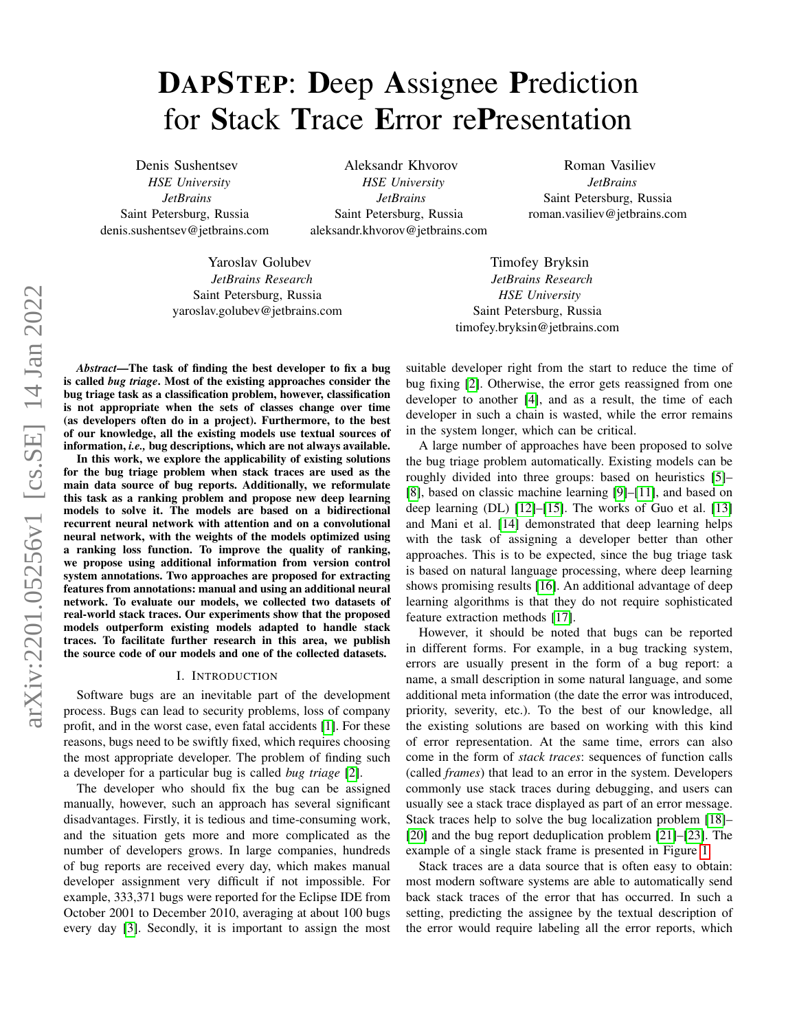# DapStep: Deep Assignee Prediction for Stack Trace Error rePresentation

Denis Sushentsev
*HSE University*
*JetBrains*
Saint Petersburg, Russia
denis.sushentsev@jetbrains.com

Aleksandr Khvorov
*HSE University*
*JetBrains*
Saint Petersburg, Russia
aleksandr.khvorov@jetbrains.com

Roman Vasiliev
*JetBrains*
Saint Petersburg, Russia
roman.vasiliev@jetbrains.com

Yaroslav Golubev
*JetBrains Research*
Saint Petersburg, Russia
yaroslav.golubev@jetbrains.com

Timofey Bryksin
*JetBrains Research*
*HSE University*
Saint Petersburg, Russia
timofey.bryksin@jetbrains.com

***Abstract*—The task of finding the best developer to fix a bug is called *bug triage*. Most of the existing approaches consider the bug triage task as a classification problem, however, classification is not appropriate when the sets of classes change over time (as developers often do in a project). Furthermore, to the best of our knowledge, all the existing models use textual sources of information, *i.e.,* bug descriptions, which are not always available.**

**In this work, we explore the applicability of existing solutions for the bug triage problem when stack traces are used as the main data source of bug reports. Additionally, we reformulate this task as a ranking problem and propose new deep learning models to solve it. The models are based on a bidirectional recurrent neural network with attention and on a convolutional neural network, with the weights of the models optimized using a ranking loss function. To improve the quality of ranking, we propose using additional information from version control system annotations. Two approaches are proposed for extracting features from annotations: manual and using an additional neural network. To evaluate our models, we collected two datasets of real-world stack traces. Our experiments show that the proposed models outperform existing models adapted to handle stack traces. To facilitate further research in this area, we publish the source code of our models and one of the collected datasets.**

## I. Introduction

Software bugs are an inevitable part of the development process. Bugs can lead to security problems, loss of company profit, and in the worst case, even fatal accidents [1]. For these reasons, bugs need to be swiftly fixed, which requires choosing the most appropriate developer. The problem of finding such a developer for a particular bug is called *bug triage* [2].

The developer who should fix the bug can be assigned manually, however, such an approach has several significant disadvantages. Firstly, it is tedious and time-consuming work, and the situation gets more and more complicated as the number of developers grows. In large companies, hundreds of bug reports are received every day, which makes manual developer assignment very difficult if not impossible. For example, 333,371 bugs were reported for the Eclipse IDE from October 2001 to December 2010, averaging at about 100 bugs every day [3]. Secondly, it is important to assign the most suitable developer right from the start to reduce the time of bug fixing [2]. Otherwise, the error gets reassigned from one developer to another [4], and as a result, the time of each developer in such a chain is wasted, while the error remains in the system longer, which can be critical.

A large number of approaches have been proposed to solve the bug triage problem automatically. Existing models can be roughly divided into three groups: based on heuristics [5]–[8], based on classic machine learning [9]–[11], and based on deep learning (DL) [12]–[15]. The works of Guo et al. [13] and Mani et al. [14] demonstrated that deep learning helps with the task of assigning a developer better than other approaches. This is to be expected, since the bug triage task is based on natural language processing, where deep learning shows promising results [16]. An additional advantage of deep learning algorithms is that they do not require sophisticated feature extraction methods [17].

However, it should be noted that bugs can be reported in different forms. For example, in a bug tracking system, errors are usually present in the form of a bug report: a name, a small description in some natural language, and some additional meta information (the date the error was introduced, priority, severity, etc.). To the best of our knowledge, all the existing solutions are based on working with this kind of error representation. At the same time, errors can also come in the form of *stack traces*: sequences of function calls (called *frames*) that lead to an error in the system. Developers commonly use stack traces during debugging, and users can usually see a stack trace displayed as part of an error message. Stack traces help to solve the bug localization problem [18]–[20] and the bug report deduplication problem [21]–[23]. The example of a single stack frame is presented in Figure 1.

Stack traces are a data source that is often easy to obtain: most modern software systems are able to automatically send back stack traces of the error that has occurred. In such a setting, predicting the assignee by the textual description of the error would require labeling all the error reports, which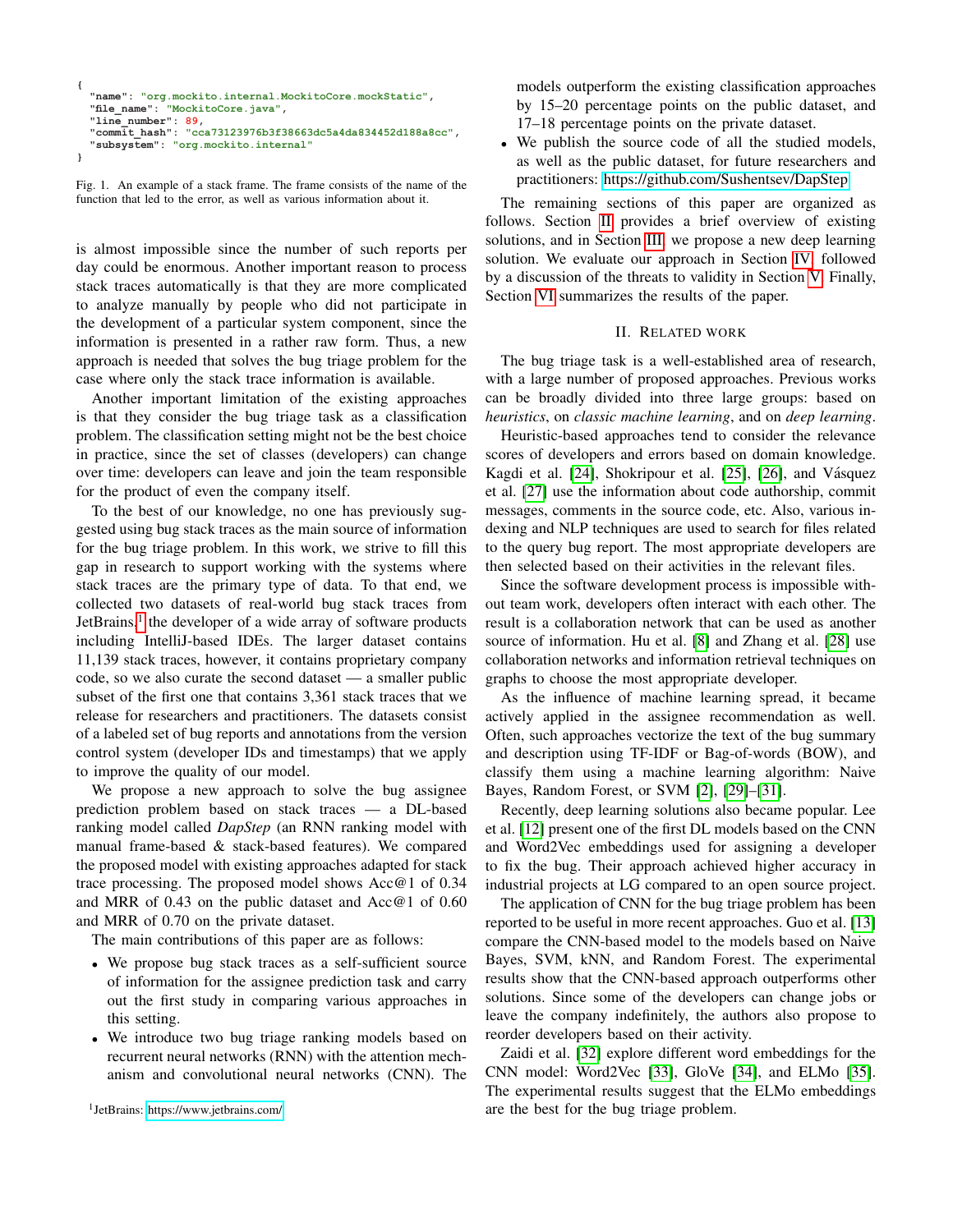```
{
  "name": "org.mockito.internal.MockitoCore.mockStatic",
  "file_name": "MockitoCore.java",
  "line_number": 89,
  "commit_hash": "cca73123976b3f38663dc5a4da834452d188a8cc",
  "subsystem": "org.mockito.internal"
}
```

Fig. 1. An example of a stack frame. The frame consists of the name of the function that led to the error, as well as various information about it.

is almost impossible since the number of such reports per day could be enormous. Another important reason to process stack traces automatically is that they are more complicated to analyze manually by people who did not participate in the development of a particular system component, since the information is presented in a rather raw form. Thus, a new approach is needed that solves the bug triage problem for the case where only the stack trace information is available.

Another important limitation of the existing approaches is that they consider the bug triage task as a classification problem. The classification setting might not be the best choice in practice, since the set of classes (developers) can change over time: developers can leave and join the team responsible for the product of even the company itself.

To the best of our knowledge, no one has previously suggested using bug stack traces as the main source of information for the bug triage problem. In this work, we strive to fill this gap in research to support working with the systems where stack traces are the primary type of data. To that end, we collected two datasets of real-world bug stack traces from JetBrains,[1] the developer of a wide array of software products including IntelliJ-based IDEs. The larger dataset contains 11,139 stack traces, however, it contains proprietary company code, so we also curate the second dataset — a smaller public subset of the first one that contains 3,361 stack traces that we release for researchers and practitioners. The datasets consist of a labeled set of bug reports and annotations from the version control system (developer IDs and timestamps) that we apply to improve the quality of our model.

We propose a new approach to solve the bug assignee prediction problem based on stack traces — a DL-based ranking model called *DapStep* (an RNN ranking model with manual frame-based & stack-based features). We compared the proposed model with existing approaches adapted for stack trace processing. The proposed model shows Acc@1 of 0.34 and MRR of 0.43 on the public dataset and Acc@1 of 0.60 and MRR of 0.70 on the private dataset.

The main contributions of this paper are as follows:

- We propose bug stack traces as a self-sufficient source of information for the assignee prediction task and carry out the first study in comparing various approaches in this setting.
- We introduce two bug triage ranking models based on recurrent neural networks (RNN) with the attention mechanism and convolutional neural networks (CNN). The models outperform the existing classification approaches by 15–20 percentage points on the public dataset, and 17–18 percentage points on the private dataset.
- We publish the source code of all the studied models, as well as the public dataset, for future researchers and practitioners: https://github.com/Sushentsev/DapStep

[1] JetBrains: https://www.jetbrains.com/

The remaining sections of this paper are organized as follows. Section II provides a brief overview of existing solutions, and in Section III, we propose a new deep learning solution. We evaluate our approach in Section IV, followed by a discussion of the threats to validity in Section V. Finally, Section VI summarizes the results of the paper.

## II. Related work

The bug triage task is a well-established area of research, with a large number of proposed approaches. Previous works can be broadly divided into three large groups: based on *heuristics*, on *classic machine learning*, and on *deep learning*.

Heuristic-based approaches tend to consider the relevance scores of developers and errors based on domain knowledge. Kagdi et al. [24], Shokripour et al. [25], [26], and Vásquez et al. [27] use the information about code authorship, commit messages, comments in the source code, etc. Also, various indexing and NLP techniques are used to search for files related to the query bug report. The most appropriate developers are then selected based on their activities in the relevant files.

Since the software development process is impossible without team work, developers often interact with each other. The result is a collaboration network that can be used as another source of information. Hu et al. [8] and Zhang et al. [28] use collaboration networks and information retrieval techniques on graphs to choose the most appropriate developer.

As the influence of machine learning spread, it became actively applied in the assignee recommendation as well. Often, such approaches vectorize the text of the bug summary and description using TF-IDF or Bag-of-words (BOW), and classify them using a machine learning algorithm: Naive Bayes, Random Forest, or SVM [2], [29]–[31].

Recently, deep learning solutions also became popular. Lee et al. [12] present one of the first DL models based on the CNN and Word2Vec embeddings used for assigning a developer to fix the bug. Their approach achieved higher accuracy in industrial projects at LG compared to an open source project.

The application of CNN for the bug triage problem has been reported to be useful in more recent approaches. Guo et al. [13] compare the CNN-based model to the models based on Naive Bayes, SVM, kNN, and Random Forest. The experimental results show that the CNN-based approach outperforms other solutions. Since some of the developers can change jobs or leave the company indefinitely, the authors also propose to reorder developers based on their activity.

Zaidi et al. [32] explore different word embeddings for the CNN model: Word2Vec [33], GloVe [34], and ELMo [35]. The experimental results suggest that the ELMo embeddings are the best for the bug triage problem.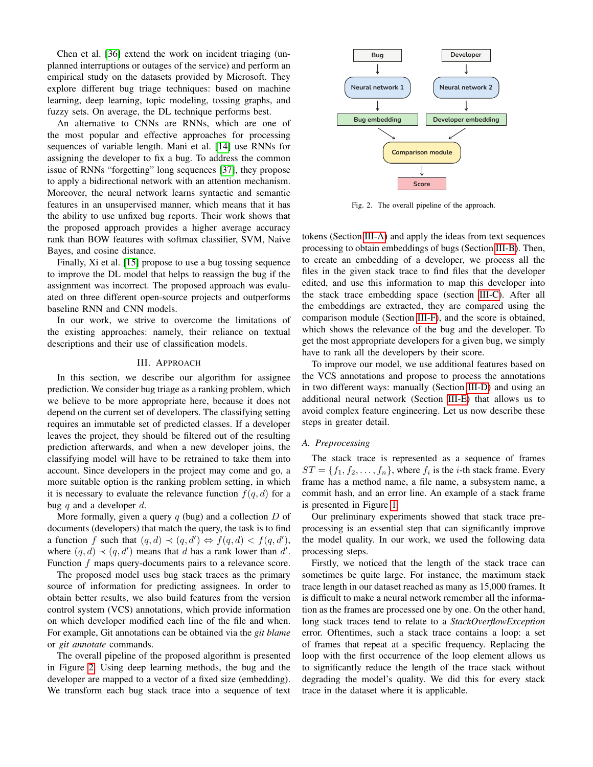Chen et al. [36] extend the work on incident triaging (unplanned interruptions or outages of the service) and perform an empirical study on the datasets provided by Microsoft. They explore different bug triage techniques: based on machine learning, deep learning, topic modeling, tossing graphs, and fuzzy sets. On average, the DL technique performs best.

An alternative to CNNs are RNNs, which are one of the most popular and effective approaches for processing sequences of variable length. Mani et al. [14] use RNNs for assigning the developer to fix a bug. To address the common issue of RNNs "forgetting" long sequences [37], they propose to apply a bidirectional network with an attention mechanism. Moreover, the neural network learns syntactic and semantic features in an unsupervised manner, which means that it has the ability to use unfixed bug reports. Their work shows that the proposed approach provides a higher average accuracy rank than BOW features with softmax classifier, SVM, Naive Bayes, and cosine distance.

Finally, Xi et al. [15] propose to use a bug tossing sequence to improve the DL model that helps to reassign the bug if the assignment was incorrect. The proposed approach was evaluated on three different open-source projects and outperforms baseline RNN and CNN models.

In our work, we strive to overcome the limitations of the existing approaches: namely, their reliance on textual descriptions and their use of classification models.

## III. Approach

In this section, we describe our algorithm for assignee prediction. We consider bug triage as a ranking problem, which we believe to be more appropriate here, because it does not depend on the current set of developers. The classifying setting requires an immutable set of predicted classes. If a developer leaves the project, they should be filtered out of the resulting prediction afterwards, and when a new developer joins, the classifying model will have to be retrained to take them into account. Since developers in the project may come and go, a more suitable option is the ranking problem setting, in which it is necessary to evaluate the relevance function $f(q, d)$ for a bug $q$ and a developer $d$.

More formally, given a query $q$ (bug) and a collection $D$ of documents (developers) that match the query, the task is to find a function $f$ such that $(q, d) \prec (q, d') \Leftrightarrow f(q, d) < f(q, d')$, where $(q, d) \prec (q, d')$ means that $d$ has a rank lower than $d'$. Function $f$ maps query-documents pairs to a relevance score.

The proposed model uses bug stack traces as the primary source of information for predicting assignees. In order to obtain better results, we also build features from the version control system (VCS) annotations, which provide information on which developer modified each line of the file and when. For example, Git annotations can be obtained via the *git blame* or *git annotate* commands.

The overall pipeline of the proposed algorithm is presented in Figure 2. Using deep learning methods, the bug and the developer are mapped to a vector of a fixed size (embedding). We transform each bug stack trace into a sequence of text tokens (Section III-A) and apply the ideas from text sequences processing to obtain embeddings of bugs (Section III-B). Then, to create an embedding of a developer, we process all the files in the given stack trace to find files that the developer edited, and use this information to map this developer into the stack trace embedding space (section III-C). After all the embeddings are extracted, they are compared using the comparison module (Section III-F), and the score is obtained, which shows the relevance of the bug and the developer. To get the most appropriate developers for a given bug, we simply have to rank all the developers by their score.

Bug → Neural network 1 → Bug embedding; Developer → Neural network 2 → Developer embedding; both → Comparison module → Score

Fig. 2. The overall pipeline of the approach.

To improve our model, we use additional features based on the VCS annotations and propose to process the annotations in two different ways: manually (Section III-D) and using an additional neural network (Section III-E) that allows us to avoid complex feature engineering. Let us now describe these steps in greater detail.

### A. Preprocessing

The stack trace is represented as a sequence of frames $ST = \{f_1, f_2, \ldots, f_n\}$, where $f_i$ is the $i$-th stack frame. Every frame has a method name, a file name, a subsystem name, a commit hash, and an error line. An example of a stack frame is presented in Figure 1.

Our preliminary experiments showed that stack trace preprocessing is an essential step that can significantly improve the model quality. In our work, we used the following data processing steps.

Firstly, we noticed that the length of the stack trace can sometimes be quite large. For instance, the maximum stack trace length in our dataset reached as many as 15,000 frames. It is difficult to make a neural network remember all the information as the frames are processed one by one. On the other hand, long stack traces tend to relate to a *StackOverflowException* error. Oftentimes, such a stack trace contains a loop: a set of frames that repeat at a specific frequency. Replacing the loop with the first occurrence of the loop element allows us to significantly reduce the length of the trace stack without degrading the model's quality. We did this for every stack trace in the dataset where it is applicable.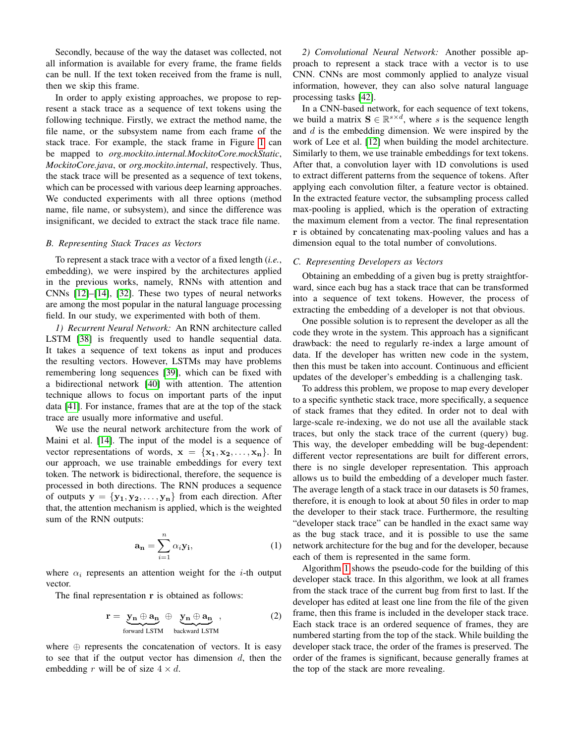Secondly, because of the way the dataset was collected, not all information is available for every frame, the frame fields can be null. If the text token received from the frame is null, then we skip this frame.

In order to apply existing approaches, we propose to represent a stack trace as a sequence of text tokens using the following technique. Firstly, we extract the method name, the file name, or the subsystem name from each frame of the stack trace. For example, the stack frame in Figure 1 can be mapped to *org.mockito.internal.MockitoCore.mockStatic*, *MockitoCore.java*, or *org.mockito.internal*, respectively. Thus, the stack trace will be presented as a sequence of text tokens, which can be processed with various deep learning approaches. We conducted experiments with all three options (method name, file name, or subsystem), and since the difference was insignificant, we decided to extract the stack trace file name.

### B. Representing Stack Traces as Vectors

To represent a stack trace with a vector of a fixed length (*i.e.*, embedding), we were inspired by the architectures applied in the previous works, namely, RNNs with attention and CNNs [12]–[14], [32]. These two types of neural networks are among the most popular in the natural language processing field. In our study, we experimented with both of them.

*1) Recurrent Neural Network:* An RNN architecture called LSTM [38] is frequently used to handle sequential data. It takes a sequence of text tokens as input and produces the resulting vectors. However, LSTMs may have problems remembering long sequences [39], which can be fixed with a bidirectional network [40] with attention. The attention technique allows to focus on important parts of the input data [41]. For instance, frames that are at the top of the stack trace are usually more informative and useful.

We use the neural network architecture from the work of Maini et al. [14]. The input of the model is a sequence of vector representations of words, $\mathbf{x} = \{\mathbf{x_1}, \mathbf{x_2}, \dots, \mathbf{x_n}\}$. In our approach, we use trainable embeddings for every text token. The network is bidirectional, therefore, the sequence is processed in both directions. The RNN produces a sequence of outputs $\mathbf{y} = \{\mathbf{y_1}, \mathbf{y_2}, \dots, \mathbf{y_n}\}$ from each direction. After that, the attention mechanism is applied, which is the weighted sum of the RNN outputs:

$$\mathbf{a_n} = \sum_{i=1}^{n} \alpha_i \mathbf{y_i}, \tag{1}$$

where $\alpha_i$ represents an attention weight for the $i$-th output vector.

The final representation $\mathbf{r}$ is obtained as follows:

$$\mathbf{r} = \underbrace{\mathbf{y_n} \oplus \mathbf{a_n}}_{\text{forward LSTM}} \oplus \underbrace{\mathbf{y_n} \oplus \mathbf{a_n}}_{\text{backward LSTM}}, \tag{2}$$

where $\oplus$ represents the concatenation of vectors. It is easy to see that if the output vector has dimension $d$, then the embedding $r$ will be of size $4 \times d$.

*2) Convolutional Neural Network:* Another possible approach to represent a stack trace with a vector is to use CNN. CNNs are most commonly applied to analyze visual information, however, they can also solve natural language processing tasks [42].

In a CNN-based network, for each sequence of text tokens, we build a matrix $\mathbf{S} \in \mathbb{R}^{s \times d}$, where $s$ is the sequence length and $d$ is the embedding dimension. We were inspired by the work of Lee et al. [12] when building the model architecture. Similarly to them, we use trainable embeddings for text tokens. After that, a convolution layer with 1D convolutions is used to extract different patterns from the sequence of tokens. After applying each convolution filter, a feature vector is obtained. In the extracted feature vector, the subsampling process called max-pooling is applied, which is the operation of extracting the maximum element from a vector. The final representation $\mathbf{r}$ is obtained by concatenating max-pooling values and has a dimension equal to the total number of convolutions.

### C. Representing Developers as Vectors

Obtaining an embedding of a given bug is pretty straightforward, since each bug has a stack trace that can be transformed into a sequence of text tokens. However, the process of extracting the embedding of a developer is not that obvious.

One possible solution is to represent the developer as all the code they wrote in the system. This approach has a significant drawback: the need to regularly re-index a large amount of data. If the developer has written new code in the system, then this must be taken into account. Continuous and efficient updates of the developer's embedding is a challenging task.

To address this problem, we propose to map every developer to a specific synthetic stack trace, more specifically, a sequence of stack frames that they edited. In order not to deal with large-scale re-indexing, we do not use all the available stack traces, but only the stack trace of the current (query) bug. This way, the developer embedding will be bug-dependent: different vector representations are built for different errors, there is no single developer representation. This approach allows us to build the embedding of a developer much faster. The average length of a stack trace in our datasets is 50 frames, therefore, it is enough to look at about 50 files in order to map the developer to their stack trace. Furthermore, the resulting "developer stack trace" can be handled in the exact same way as the bug stack trace, and it is possible to use the same network architecture for the bug and for the developer, because each of them is represented in the same form.

Algorithm 1 shows the pseudo-code for the building of this developer stack trace. In this algorithm, we look at all frames from the stack trace of the current bug from first to last. If the developer has edited at least one line from the file of the given frame, then this frame is included in the developer stack trace. Each stack trace is an ordered sequence of frames, they are numbered starting from the top of the stack. While building the developer stack trace, the order of the frames is preserved. The order of the frames is significant, because generally frames at the top of the stack are more revealing.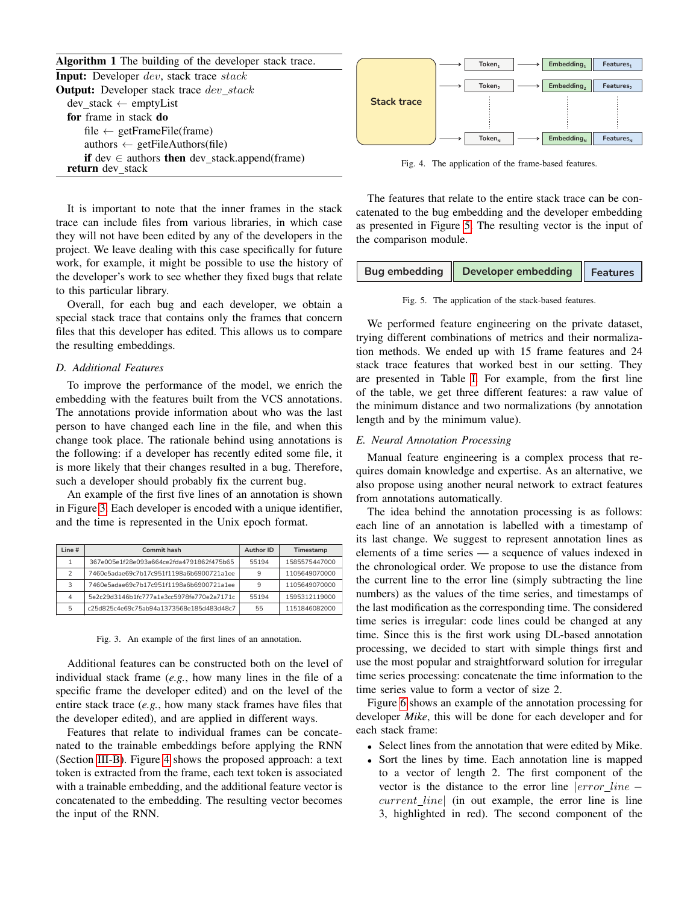**Algorithm 1** The building of the developer stack trace.

**Input:** Developer $dev$, stack trace $stack$
**Output:** Developer stack trace $dev\_stack$

```
dev_stack ← emptyList
for frame in stack do
    file ← getFrameFile(frame)
    authors ← getFileAuthors(file)
    if dev ∈ authors then dev_stack.append(frame)
return dev_stack
```

It is important to note that the inner frames in the stack trace can include files from various libraries, in which case they will not have been edited by any of the developers in the project. We leave dealing with this case specifically for future work, for example, it might be possible to use the history of the developer's work to see whether they fixed bugs that relate to this particular library.

Overall, for each bug and each developer, we obtain a special stack trace that contains only the frames that concern files that this developer has edited. This allows us to compare the resulting embeddings.

### D. Additional Features

To improve the performance of the model, we enrich the embedding with the features built from the VCS annotations. The annotations provide information about who was the last person to have changed each line in the file, and when this change took place. The rationale behind using annotations is the following: if a developer has recently edited some file, it is more likely that their changes resulted in a bug. Therefore, such a developer should probably fix the current bug.

An example of the first five lines of an annotation is shown in Figure 3. Each developer is encoded with a unique identifier, and the time is represented in the Unix epoch format.

| Line # | Commit hash | Author ID | Timestamp |
|---|---|---|---|
| 1 | 367e005e1f28e093a664ce2fda4791862f475b65 | 55194 | 1585575447000 |
| 2 | 7460e5adae69c7b17c951f1198a6b6900721a1ee | 9 | 1105649070000 |
| 3 | 7460e5adae69c7b17c951f1198a6b6900721a1ee | 9 | 1105649070000 |
| 4 | 5e2c29d3146b1fc777a1e3cc5978fe770e2a7171c | 55194 | 1595312119000 |
| 5 | c25d825c4e69c75ab94a1373568e185d483d48c7 | 55 | 1151846082000 |

Fig. 3. An example of the first lines of an annotation.

Additional features can be constructed both on the level of individual stack frame (*e.g.*, how many lines in the file of a specific frame the developer edited) and on the level of the entire stack trace (*e.g.*, how many stack frames have files that the developer edited), and are applied in different ways.

Features that relate to individual frames can be concatenated to the trainable embeddings before applying the RNN (Section III-B). Figure 4 shows the proposed approach: a text token is extracted from the frame, each text token is associated with a trainable embedding, and the additional feature vector is concatenated to the embedding. The resulting vector becomes the input of the RNN.

Fig. 4. The application of the frame-based features.

The features that relate to the entire stack trace can be concatenated to the bug embedding and the developer embedding as presented in Figure 5. The resulting vector is the input of the comparison module.

Fig. 5. The application of the stack-based features.

We performed feature engineering on the private dataset, trying different combinations of metrics and their normalization methods. We ended up with 15 frame features and 24 stack trace features that worked best in our setting. They are presented in Table I. For example, from the first line of the table, we get three different features: a raw value of the minimum distance and two normalizations (by annotation length and by the minimum value).

### E. Neural Annotation Processing

Manual feature engineering is a complex process that requires domain knowledge and expertise. As an alternative, we also propose using another neural network to extract features from annotations automatically.

The idea behind the annotation processing is as follows: each line of an annotation is labelled with a timestamp of its last change. We suggest to represent annotation lines as elements of a time series — a sequence of values indexed in the chronological order. We propose to use the distance from the current line to the error line (simply subtracting the line numbers) as the values of the time series, and timestamps of the last modification as the corresponding time. The considered time series is irregular: code lines could be changed at any time. Since this is the first work using DL-based annotation processing, we decided to start with simple things first and use the most popular and straightforward solution for irregular time series processing: concatenate the time information to the time series value to form a vector of size 2.

Figure 6 shows an example of the annotation processing for developer *Mike*, this will be done for each developer and for each stack frame:

- Select lines from the annotation that were edited by Mike.
- Sort the lines by time. Each annotation line is mapped to a vector of length 2. The first component of the vector is the distance to the error line $|error\_line - current\_line|$ (in out example, the error line is line 3, highlighted in red). The second component of the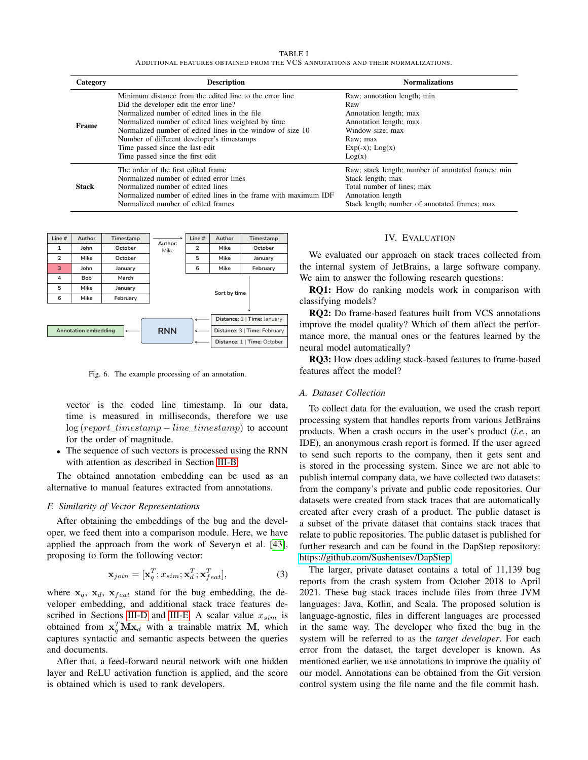TABLE I
ADDITIONAL FEATURES OBTAINED FROM THE VCS ANNOTATIONS AND THEIR NORMALIZATIONS.

| Category | Description | Normalizations |
|---|---|---|
| Frame | Minimum distance from the edited line to the error line | Raw; annotation length; min |
| | Did the developer edit the error line? | Raw |
| | Normalized number of edited lines in the file | Annotation length; max |
| | Normalized number of edited lines weighted by time | Annotation length; max |
| | Normalized number of edited lines in the window of size 10 | Window size; max |
| | Number of different developer's timestamps | Raw; max |
| | Time passed since the last edit | Exp(-x); Log(x) |
| | Time passed since the first edit | Log(x) |
| Stack | The order of the first edited frame | Raw; stack length; number of annotated frames; min |
| | Normalized number of edited error lines | Stack length; max |
| | Normalized number of edited lines | Total number of lines; max |
| | Normalized number of edited lines in the frame with maximum IDF | Annotation length |
| | Normalized number of edited frames | Stack length; number of annotated frames; max |

Fig. 6. The example processing of an annotation.

vector is the coded line timestamp. In our data, time is measured in milliseconds, therefore we use $\log(report\_timestamp - line\_timestamp)$ to account for the order of magnitude.

- The sequence of such vectors is processed using the RNN with attention as described in Section III-B.

The obtained annotation embedding can be used as an alternative to manual features extracted from annotations.

### F. Similarity of Vector Representations

After obtaining the embeddings of the bug and the developer, we feed them into a comparison module. Here, we have applied the approach from the work of Severyn et al. [43], proposing to form the following vector:

$$\mathbf{x}_{join} = [\mathbf{x}_q^T; x_{sim}; \mathbf{x}_d^T; \mathbf{x}_{feat}^T], \tag{3}$$

where $\mathbf{x}_q$, $\mathbf{x}_d$, $\mathbf{x}_{feat}$ stand for the bug embedding, the developer embedding, and additional stack trace features described in Sections III-D and III-E. A scalar value $x_{sim}$ is obtained from $\mathbf{x}_q^T \mathbf{M} \mathbf{x}_d$ with a trainable matrix $\mathbf{M}$, which captures syntactic and semantic aspects between the queries and documents.

After that, a feed-forward neural network with one hidden layer and ReLU activation function is applied, and the score is obtained which is used to rank developers.

## IV. EVALUATION

We evaluated our approach on stack traces collected from the internal system of JetBrains, a large software company. We aim to answer the following research questions:

**RQ1:** How do ranking models work in comparison with classifying models?

**RQ2:** Do frame-based features built from VCS annotations improve the model quality? Which of them affect the performance more, the manual ones or the features learned by the neural model automatically?

**RQ3:** How does adding stack-based features to frame-based features affect the model?

### A. Dataset Collection

To collect data for the evaluation, we used the crash report processing system that handles reports from various JetBrains products. When a crash occurs in the user's product (*i.e.*, an IDE), an anonymous crash report is formed. If the user agreed to send such reports to the company, then it gets sent and is stored in the processing system. Since we are not able to publish internal company data, we have collected two datasets: from the company's private and public code repositories. Our datasets were created from stack traces that are automatically created after every crash of a product. The public dataset is a subset of the private dataset that contains stack traces that relate to public repositories. The public dataset is published for further research and can be found in the DapStep repository: https://github.com/Sushentsev/DapStep

The larger, private dataset contains a total of 11,139 bug reports from the crash system from October 2018 to April 2021. These bug stack traces include files from three JVM languages: Java, Kotlin, and Scala. The proposed solution is language-agnostic, files in different languages are processed in the same way. The developer who fixed the bug in the system will be referred to as the *target developer*. For each error from the dataset, the target developer is known. As mentioned earlier, we use annotations to improve the quality of our model. Annotations can be obtained from the Git version control system using the file name and the file commit hash.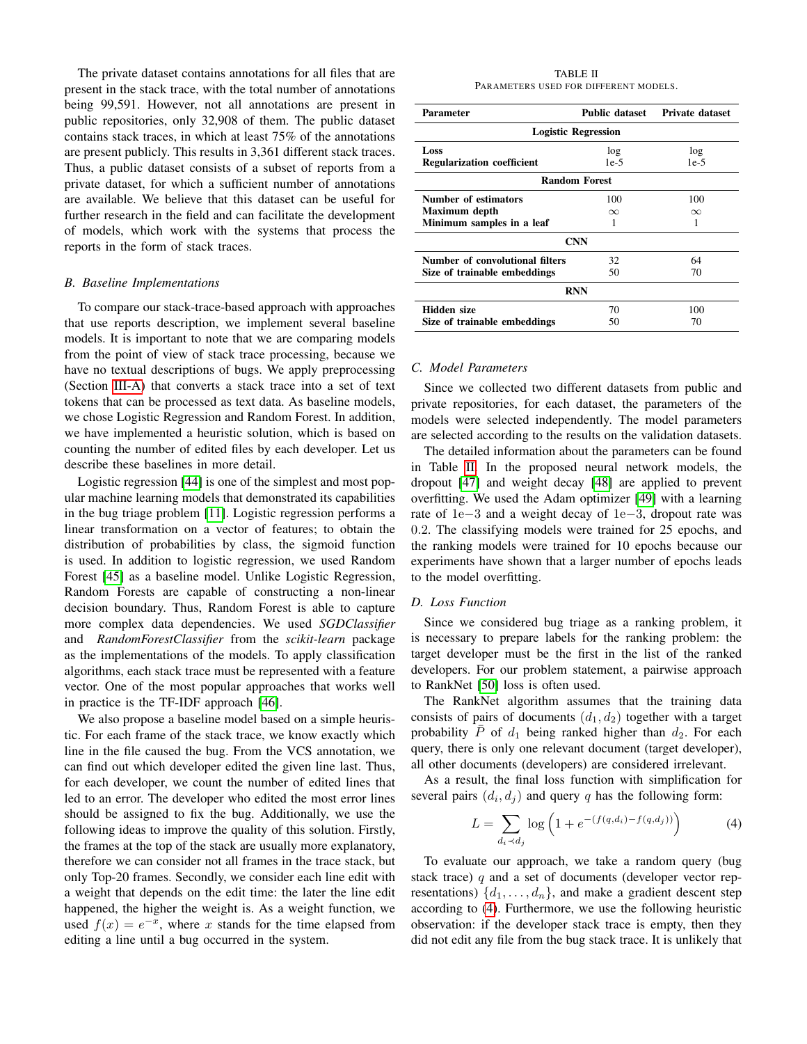The private dataset contains annotations for all files that are present in the stack trace, with the total number of annotations being 99,591. However, not all annotations are present in public repositories, only 32,908 of them. The public dataset contains stack traces, in which at least 75% of the annotations are present publicly. This results in 3,361 different stack traces. Thus, a public dataset consists of a subset of reports from a private dataset, for which a sufficient number of annotations are available. We believe that this dataset can be useful for further research in the field and can facilitate the development of models, which work with the systems that process the reports in the form of stack traces.

### B. Baseline Implementations

To compare our stack-trace-based approach with approaches that use reports description, we implement several baseline models. It is important to note that we are comparing models from the point of view of stack trace processing, because we have no textual descriptions of bugs. We apply preprocessing (Section III-A) that converts a stack trace into a set of text tokens that can be processed as text data. As baseline models, we chose Logistic Regression and Random Forest. In addition, we have implemented a heuristic solution, which is based on counting the number of edited files by each developer. Let us describe these baselines in more detail.

Logistic regression [44] is one of the simplest and most popular machine learning models that demonstrated its capabilities in the bug triage problem [11]. Logistic regression performs a linear transformation on a vector of features; to obtain the distribution of probabilities by class, the sigmoid function is used. In addition to logistic regression, we used Random Forest [45] as a baseline model. Unlike Logistic Regression, Random Forests are capable of constructing a non-linear decision boundary. Thus, Random Forest is able to capture more complex data dependencies. We used *SGDClassifier* and *RandomForestClassifier* from the *scikit-learn* package as the implementations of the models. To apply classification algorithms, each stack trace must be represented with a feature vector. One of the most popular approaches that works well in practice is the TF-IDF approach [46].

We also propose a baseline model based on a simple heuristic. For each frame of the stack trace, we know exactly which line in the file caused the bug. From the VCS annotation, we can find out which developer edited the given line last. Thus, for each developer, we count the number of edited lines that led to an error. The developer who edited the most error lines should be assigned to fix the bug. Additionally, we use the following ideas to improve the quality of this solution. Firstly, the frames at the top of the stack are usually more explanatory, therefore we can consider not all frames in the trace stack, but only Top-20 frames. Secondly, we consider each line edit with a weight that depends on the edit time: the later the line edit happened, the higher the weight is. As a weight function, we used $f(x) = e^{-x}$, where $x$ stands for the time elapsed from editing a line until a bug occurred in the system.

TABLE II
PARAMETERS USED FOR DIFFERENT MODELS.

| Parameter | Public dataset | Private dataset |
|---|---|---|
| **Logistic Regression** | | |
| **Loss** | log | log |
| **Regularization coefficient** | 1e-5 | 1e-5 |
| **Random Forest** | | |
| **Number of estimators** | 100 | 100 |
| **Maximum depth** | $\infty$ | $\infty$ |
| **Minimum samples in a leaf** | 1 | 1 |
| **CNN** | | |
| **Number of convolutional filters** | 32 | 64 |
| **Size of trainable embeddings** | 50 | 70 |
| **RNN** | | |
| **Hidden size** | 70 | 100 |
| **Size of trainable embeddings** | 50 | 70 |

### C. Model Parameters

Since we collected two different datasets from public and private repositories, for each dataset, the parameters of the models were selected independently. The model parameters are selected according to the results on the validation datasets.

The detailed information about the parameters can be found in Table II. In the proposed neural network models, the dropout [47] and weight decay [48] are applied to prevent overfitting. We used the Adam optimizer [49] with a learning rate of $1\mathrm{e}{-3}$ and a weight decay of $1\mathrm{e}{-3}$, dropout rate was $0.2$. The classifying models were trained for 25 epochs, and the ranking models were trained for 10 epochs because our experiments have shown that a larger number of epochs leads to the model overfitting.

### D. Loss Function

Since we considered bug triage as a ranking problem, it is necessary to prepare labels for the ranking problem: the target developer must be the first in the list of the ranked developers. For our problem statement, a pairwise approach to RankNet [50] loss is often used.

The RankNet algorithm assumes that the training data consists of pairs of documents $(d_1, d_2)$ together with a target probability $\bar{P}$ of $d_1$ being ranked higher than $d_2$. For each query, there is only one relevant document (target developer), all other documents (developers) are considered irrelevant.

As a result, the final loss function with simplification for several pairs $(d_i, d_j)$ and query $q$ has the following form:

$$L = \sum_{d_i \prec d_j} \log\left(1 + e^{-(f(q,d_i) - f(q,d_j))}\right) \tag{4}$$

To evaluate our approach, we take a random query (bug stack trace) $q$ and a set of documents (developer vector representations) $\{d_1, \ldots, d_n\}$, and make a gradient descent step according to (4). Furthermore, we use the following heuristic observation: if the developer stack trace is empty, then they did not edit any file from the bug stack trace. It is unlikely that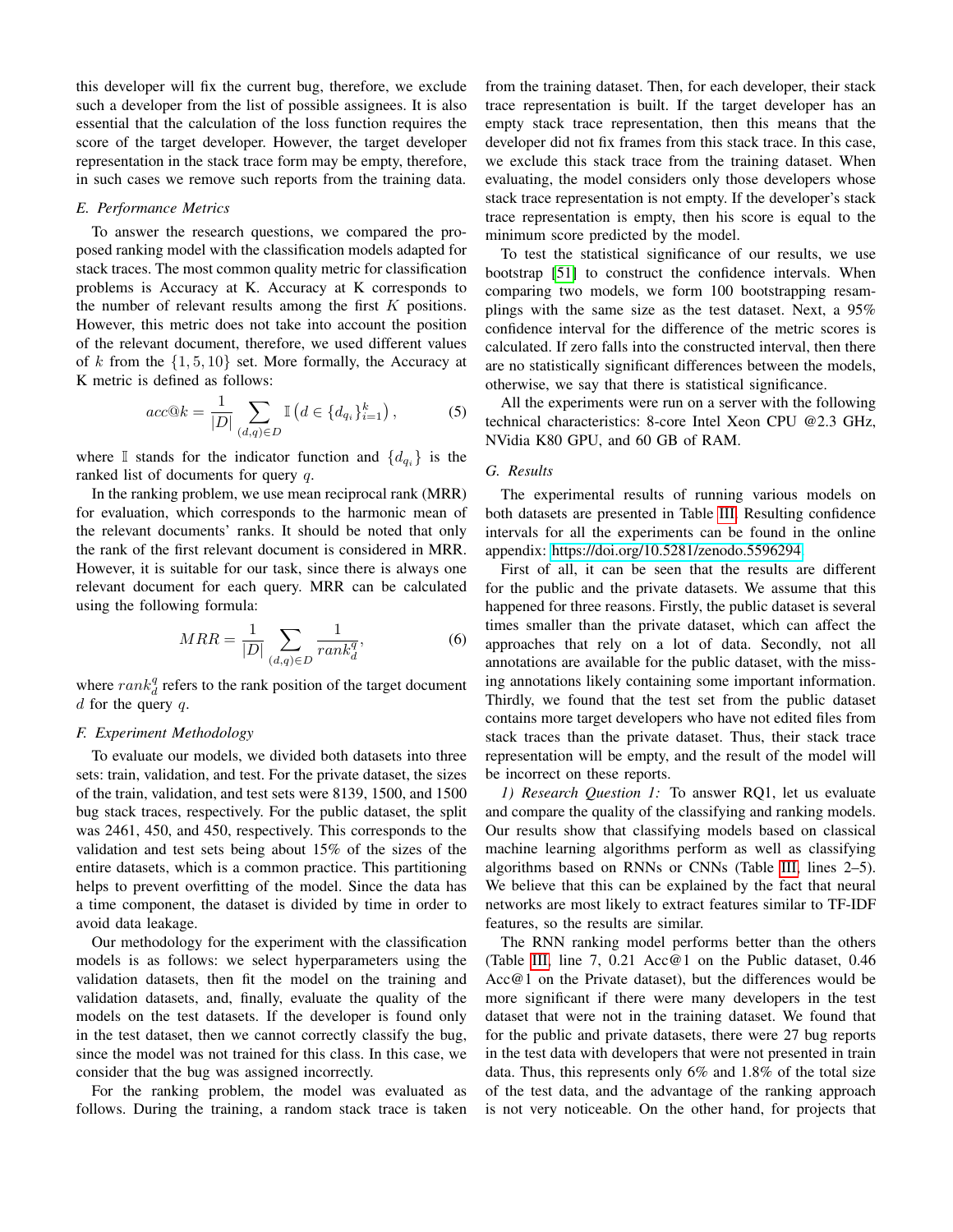this developer will fix the current bug, therefore, we exclude such a developer from the list of possible assignees. It is also essential that the calculation of the loss function requires the score of the target developer. However, the target developer representation in the stack trace form may be empty, therefore, in such cases we remove such reports from the training data.

### E. Performance Metrics

To answer the research questions, we compared the proposed ranking model with the classification models adapted for stack traces. The most common quality metric for classification problems is Accuracy at K. Accuracy at K corresponds to the number of relevant results among the first $K$ positions. However, this metric does not take into account the position of the relevant document, therefore, we used different values of $k$ from the $\{1, 5, 10\}$ set. More formally, the Accuracy at K metric is defined as follows:

$$acc@k = \frac{1}{|D|} \sum_{(d,q) \in D} \mathbb{I}\left(d \in \{d_{q_i}\}_{i=1}^{k}\right), \tag{5}$$

where $\mathbb{I}$ stands for the indicator function and $\{d_{q_i}\}$ is the ranked list of documents for query $q$.

In the ranking problem, we use mean reciprocal rank (MRR) for evaluation, which corresponds to the harmonic mean of the relevant documents' ranks. It should be noted that only the rank of the first relevant document is considered in MRR. However, it is suitable for our task, since there is always one relevant document for each query. MRR can be calculated using the following formula:

$$MRR = \frac{1}{|D|} \sum_{(d,q) \in D} \frac{1}{rank_d^q}, \tag{6}$$

where $rank_d^q$ refers to the rank position of the target document $d$ for the query $q$.

### F. Experiment Methodology

To evaluate our models, we divided both datasets into three sets: train, validation, and test. For the private dataset, the sizes of the train, validation, and test sets were 8139, 1500, and 1500 bug stack traces, respectively. For the public dataset, the split was 2461, 450, and 450, respectively. This corresponds to the validation and test sets being about 15% of the sizes of the entire datasets, which is a common practice. This partitioning helps to prevent overfitting of the model. Since the data has a time component, the dataset is divided by time in order to avoid data leakage.

Our methodology for the experiment with the classification models is as follows: we select hyperparameters using the validation datasets, then fit the model on the training and validation datasets, and, finally, evaluate the quality of the models on the test datasets. If the developer is found only in the test dataset, then we cannot correctly classify the bug, since the model was not trained for this class. In this case, we consider that the bug was assigned incorrectly.

For the ranking problem, the model was evaluated as follows. During the training, a random stack trace is taken from the training dataset. Then, for each developer, their stack trace representation is built. If the target developer has an empty stack trace representation, then this means that the developer did not fix frames from this stack trace. In this case, we exclude this stack trace from the training dataset. When evaluating, the model considers only those developers whose stack trace representation is not empty. If the developer's stack trace representation is empty, then his score is equal to the minimum score predicted by the model.

To test the statistical significance of our results, we use bootstrap [51] to construct the confidence intervals. When comparing two models, we form 100 bootstrapping resamplings with the same size as the test dataset. Next, a 95% confidence interval for the difference of the metric scores is calculated. If zero falls into the constructed interval, then there are no statistically significant differences between the models, otherwise, we say that there is statistical significance.

All the experiments were run on a server with the following technical characteristics: 8-core Intel Xeon CPU @2.3 GHz, NVidia K80 GPU, and 60 GB of RAM.

### G. Results

The experimental results of running various models on both datasets are presented in Table III. Resulting confidence intervals for all the experiments can be found in the online appendix: https://doi.org/10.5281/zenodo.5596294

First of all, it can be seen that the results are different for the public and the private datasets. We assume that this happened for three reasons. Firstly, the public dataset is several times smaller than the private dataset, which can affect the approaches that rely on a lot of data. Secondly, not all annotations are available for the public dataset, with the missing annotations likely containing some important information. Thirdly, we found that the test set from the public dataset contains more target developers who have not edited files from stack traces than the private dataset. Thus, their stack trace representation will be empty, and the result of the model will be incorrect on these reports.

*1) Research Question 1:* To answer RQ1, let us evaluate and compare the quality of the classifying and ranking models. Our results show that classifying models based on classical machine learning algorithms perform as well as classifying algorithms based on RNNs or CNNs (Table III, lines 2–5). We believe that this can be explained by the fact that neural networks are most likely to extract features similar to TF-IDF features, so the results are similar.

The RNN ranking model performs better than the others (Table III, line 7, 0.21 Acc@1 on the Public dataset, 0.46 Acc@1 on the Private dataset), but the differences would be more significant if there were many developers in the test dataset that were not in the training dataset. We found that for the public and private datasets, there were 27 bug reports in the test data with developers that were not presented in train data. Thus, this represents only 6% and 1.8% of the total size of the test data, and the advantage of the ranking approach is not very noticeable. On the other hand, for projects that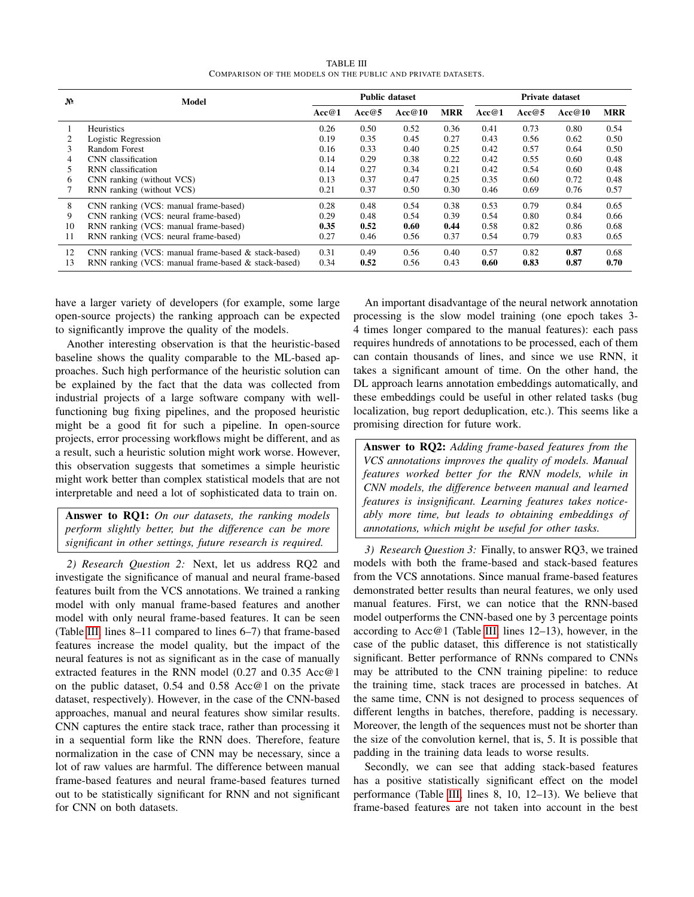TABLE III
COMPARISON OF THE MODELS ON THE PUBLIC AND PRIVATE DATASETS.

| № | Model | Public dataset | | | | Private dataset | | | |
|---|---|---|---|---|---|---|---|---|---|
| | | **Acc@1** | **Acc@5** | **Acc@10** | **MRR** | **Acc@1** | **Acc@5** | **Acc@10** | **MRR** |
| 1 | Heuristics | 0.26 | 0.50 | 0.52 | 0.36 | 0.41 | 0.73 | 0.80 | 0.54 |
| 2 | Logistic Regression | 0.19 | 0.35 | 0.45 | 0.27 | 0.43 | 0.56 | 0.62 | 0.50 |
| 3 | Random Forest | 0.16 | 0.33 | 0.40 | 0.25 | 0.42 | 0.57 | 0.64 | 0.50 |
| 4 | CNN classification | 0.14 | 0.29 | 0.38 | 0.22 | 0.42 | 0.55 | 0.60 | 0.48 |
| 5 | RNN classification | 0.14 | 0.27 | 0.34 | 0.21 | 0.42 | 0.54 | 0.60 | 0.48 |
| 6 | CNN ranking (without VCS) | 0.13 | 0.37 | 0.47 | 0.25 | 0.35 | 0.60 | 0.72 | 0.48 |
| 7 | RNN ranking (without VCS) | 0.21 | 0.37 | 0.50 | 0.30 | 0.46 | 0.69 | 0.76 | 0.57 |
| 8 | CNN ranking (VCS: manual frame-based) | 0.28 | 0.48 | 0.54 | 0.38 | 0.53 | 0.79 | 0.84 | 0.65 |
| 9 | CNN ranking (VCS: neural frame-based) | 0.29 | 0.48 | 0.54 | 0.39 | 0.54 | 0.80 | 0.84 | 0.66 |
| 10 | RNN ranking (VCS: manual frame-based) | **0.35** | **0.52** | **0.60** | **0.44** | 0.58 | 0.82 | 0.86 | 0.68 |
| 11 | RNN ranking (VCS: neural frame-based) | 0.27 | 0.46 | 0.56 | 0.37 | 0.54 | 0.79 | 0.83 | 0.65 |
| 12 | CNN ranking (VCS: manual frame-based & stack-based) | 0.31 | 0.49 | 0.56 | 0.40 | 0.57 | 0.82 | **0.87** | 0.68 |
| 13 | RNN ranking (VCS: manual frame-based & stack-based) | 0.34 | **0.52** | 0.56 | 0.43 | **0.60** | **0.83** | **0.87** | **0.70** |

have a larger variety of developers (for example, some large open-source projects) the ranking approach can be expected to significantly improve the quality of the models.

Another interesting observation is that the heuristic-based baseline shows the quality comparable to the ML-based approaches. Such high performance of the heuristic solution can be explained by the fact that the data was collected from industrial projects of a large software company with well-functioning bug fixing pipelines, and the proposed heuristic might be a good fit for such a pipeline. In open-source projects, error processing workflows might be different, and as a result, such a heuristic solution might work worse. However, this observation suggests that sometimes a simple heuristic might work better than complex statistical models that are not interpretable and need a lot of sophisticated data to train on.

**Answer to RQ1:** *On our datasets, the ranking models perform slightly better, but the difference can be more significant in other settings, future research is required.*

*2) Research Question 2:* Next, let us address RQ2 and investigate the significance of manual and neural frame-based features built from the VCS annotations. We trained a ranking model with only manual frame-based features and another model with only neural frame-based features. It can be seen (Table III, lines 8–11 compared to lines 6–7) that frame-based features increase the model quality, but the impact of the neural features is not as significant as in the case of manually extracted features in the RNN model (0.27 and 0.35 Acc@1 on the public dataset, 0.54 and 0.58 Acc@1 on the private dataset, respectively). However, in the case of the CNN-based approaches, manual and neural features show similar results. CNN captures the entire stack trace, rather than processing it in a sequential form like the RNN does. Therefore, feature normalization in the case of CNN may be necessary, since a lot of raw values are harmful. The difference between manual frame-based features and neural frame-based features turned out to be statistically significant for RNN and not significant for CNN on both datasets.

An important disadvantage of the neural network annotation processing is the slow model training (one epoch takes 3-4 times longer compared to the manual features): each pass requires hundreds of annotations to be processed, each of them can contain thousands of lines, and since we use RNN, it takes a significant amount of time. On the other hand, the DL approach learns annotation embeddings automatically, and these embeddings could be useful in other related tasks (bug localization, bug report deduplication, etc.). This seems like a promising direction for future work.

**Answer to RQ2:** *Adding frame-based features from the VCS annotations improves the quality of models. Manual features worked better for the RNN models, while in CNN models, the difference between manual and learned features is insignificant. Learning features takes noticeably more time, but leads to obtaining embeddings of annotations, which might be useful for other tasks.*

*3) Research Question 3:* Finally, to answer RQ3, we trained models with both the frame-based and stack-based features from the VCS annotations. Since manual frame-based features demonstrated better results than neural features, we only used manual features. First, we can notice that the RNN-based model outperforms the CNN-based one by 3 percentage points according to Acc@1 (Table III, lines 12–13), however, in the case of the public dataset, this difference is not statistically significant. Better performance of RNNs compared to CNNs may be attributed to the CNN training pipeline: to reduce the training time, stack traces are processed in batches. At the same time, CNN is not designed to process sequences of different lengths in batches, therefore, padding is necessary. Moreover, the length of the sequences must not be shorter than the size of the convolution kernel, that is, 5. It is possible that padding in the training data leads to worse results.

Secondly, we can see that adding stack-based features has a positive statistically significant effect on the model performance (Table III, lines 8, 10, 12–13). We believe that frame-based features are not taken into account in the best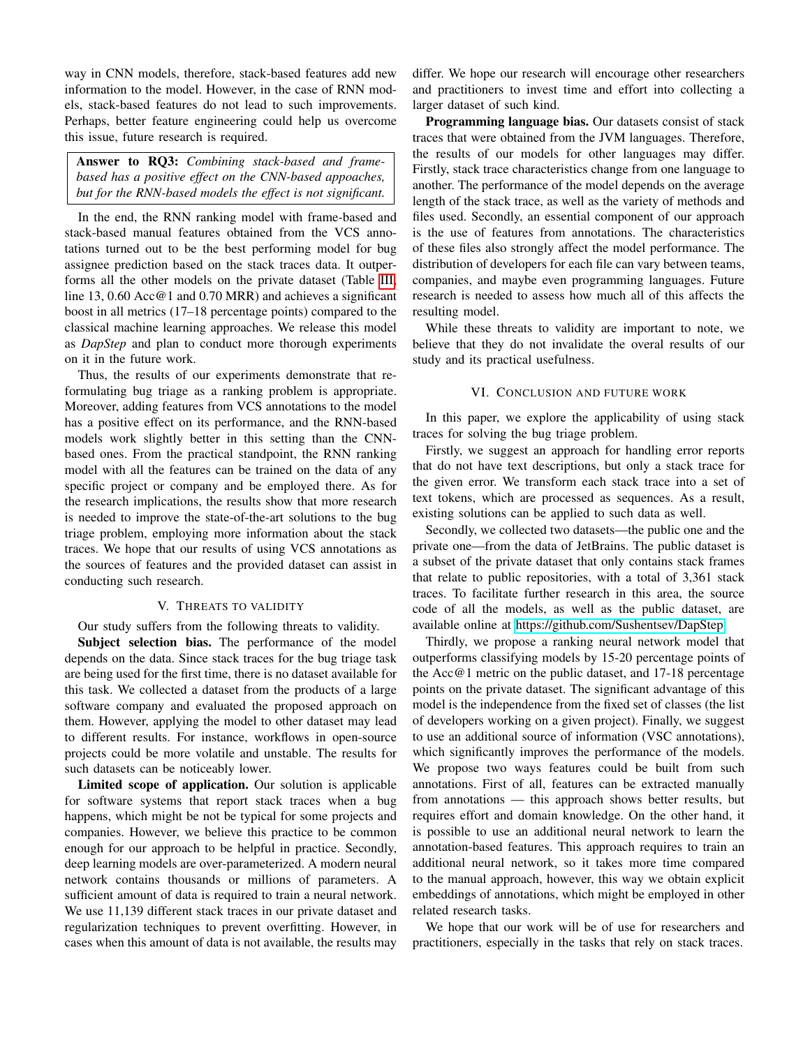way in CNN models, therefore, stack-based features add new information to the model. However, in the case of RNN models, stack-based features do not lead to such improvements. Perhaps, better feature engineering could help us overcome this issue, future research is required.

> **Answer to RQ3:** *Combining stack-based and frame-based has a positive effect on the CNN-based appoaches, but for the RNN-based models the effect is not significant.*

In the end, the RNN ranking model with frame-based and stack-based manual features obtained from the VCS annotations turned out to be the best performing model for bug assignee prediction based on the stack traces data. It outperforms all the other models on the private dataset (Table III, line 13, 0.60 Acc@1 and 0.70 MRR) and achieves a significant boost in all metrics (17–18 percentage points) compared to the classical machine learning approaches. We release this model as *DapStep* and plan to conduct more thorough experiments on it in the future work.

Thus, the results of our experiments demonstrate that reformulating bug triage as a ranking problem is appropriate. Moreover, adding features from VCS annotations to the model has a positive effect on its performance, and the RNN-based models work slightly better in this setting than the CNN-based ones. From the practical standpoint, the RNN ranking model with all the features can be trained on the data of any specific project or company and be employed there. As for the research implications, the results show that more research is needed to improve the state-of-the-art solutions to the bug triage problem, employing more information about the stack traces. We hope that our results of using VCS annotations as the sources of features and the provided dataset can assist in conducting such research.

## V. Threats to validity

Our study suffers from the following threats to validity.

**Subject selection bias.** The performance of the model depends on the data. Since stack traces for the bug triage task are being used for the first time, there is no dataset available for this task. We collected a dataset from the products of a large software company and evaluated the proposed approach on them. However, applying the model to other dataset may lead to different results. For instance, workflows in open-source projects could be more volatile and unstable. The results for such datasets can be noticeably lower.

**Limited scope of application.** Our solution is applicable for software systems that report stack traces when a bug happens, which might be not be typical for some projects and companies. However, we believe this practice to be common enough for our approach to be helpful in practice. Secondly, deep learning models are over-parameterized. A modern neural network contains thousands or millions of parameters. A sufficient amount of data is required to train a neural network. We use 11,139 different stack traces in our private dataset and regularization techniques to prevent overfitting. However, in cases when this amount of data is not available, the results may differ. We hope our research will encourage other researchers and practitioners to invest time and effort into collecting a larger dataset of such kind.

**Programming language bias.** Our datasets consist of stack traces that were obtained from the JVM languages. Therefore, the results of our models for other languages may differ. Firstly, stack trace characteristics change from one language to another. The performance of the model depends on the average length of the stack trace, as well as the variety of methods and files used. Secondly, an essential component of our approach is the use of features from annotations. The characteristics of these files also strongly affect the model performance. The distribution of developers for each file can vary between teams, companies, and maybe even programming languages. Future research is needed to assess how much all of this affects the resulting model.

While these threats to validity are important to note, we believe that they do not invalidate the overal results of our study and its practical usefulness.

## VI. Conclusion and future work

In this paper, we explore the applicability of using stack traces for solving the bug triage problem.

Firstly, we suggest an approach for handling error reports that do not have text descriptions, but only a stack trace for the given error. We transform each stack trace into a set of text tokens, which are processed as sequences. As a result, existing solutions can be applied to such data as well.

Secondly, we collected two datasets—the public one and the private one—from the data of JetBrains. The public dataset is a subset of the private dataset that only contains stack frames that relate to public repositories, with a total of 3,361 stack traces. To facilitate further research in this area, the source code of all the models, as well as the public dataset, are available online at https://github.com/Sushentsev/DapStep.

Thirdly, we propose a ranking neural network model that outperforms classifying models by 15-20 percentage points of the Acc@1 metric on the public dataset, and 17-18 percentage points on the private dataset. The significant advantage of this model is the independence from the fixed set of classes (the list of developers working on a given project). Finally, we suggest to use an additional source of information (VSC annotations), which significantly improves the performance of the models. We propose two ways features could be built from such annotations. First of all, features can be extracted manually from annotations — this approach shows better results, but requires effort and domain knowledge. On the other hand, it is possible to use an additional neural network to learn the annotation-based features. This approach requires to train an additional neural network, so it takes more time compared to the manual approach, however, this way we obtain explicit embeddings of annotations, which might be employed in other related research tasks.

We hope that our work will be of use for researchers and practitioners, especially in the tasks that rely on stack traces.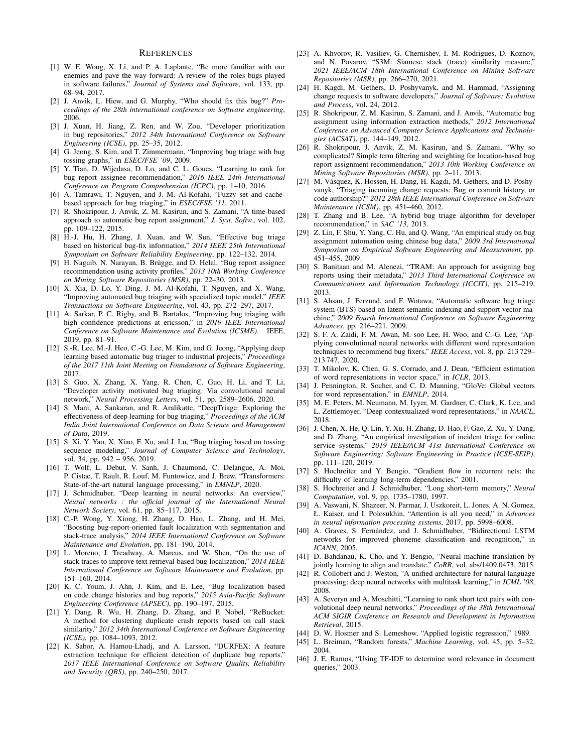## References

[1] W. E. Wong, X. Li, and P. A. Laplante, "Be more familiar with our enemies and pave the way forward: A review of the roles bugs played in software failures," *Journal of Systems and Software*, vol. 133, pp. 68–94, 2017.

[2] J. Anvik, L. Hiew, and G. Murphy, "Who should fix this bug?" *Proceedings of the 28th international conference on Software engineering*, 2006.

[3] J. Xuan, H. Jiang, Z. Ren, and W. Zou, "Developer prioritization in bug repositories," *2012 34th International Conference on Software Engineering (ICSE)*, pp. 25–35, 2012.

[4] G. Jeong, S. Kim, and T. Zimmermann, "Improving bug triage with bug tossing graphs," in *ESEC/FSE '09*, 2009.

[5] Y. Tian, D. Wijedasa, D. Lo, and C. L. Goues, "Learning to rank for bug report assignee recommendation," *2016 IEEE 24th International Conference on Program Comprehension (ICPC)*, pp. 1–10, 2016.

[6] A. Tamrawi, T. Nguyen, and J. M. Al-Kofahi, "Fuzzy set and cache-based approach for bug triaging," in *ESEC/FSE '11*, 2011.

[7] R. Shokripour, J. Anvik, Z. M. Kasirun, and S. Zamani, "A time-based approach to automatic bug report assignment," *J. Syst. Softw.*, vol. 102, pp. 109–122, 2015.

[8] H.-J. Hu, H. Zhang, J. Xuan, and W. Sun, "Effective bug triage based on historical bug-fix information," *2014 IEEE 25th International Symposium on Software Reliability Engineering*, pp. 122–132, 2014.

[9] H. Naguib, N. Narayan, B. Brügge, and D. Helal, "Bug report assignee recommendation using activity profiles," *2013 10th Working Conference on Mining Software Repositories (MSR)*, pp. 22–30, 2013.

[10] X. Xia, D. Lo, Y. Ding, J. M. Al-Kofahi, T. Nguyen, and X. Wang, "Improving automated bug triaging with specialized topic model," *IEEE Transactions on Software Engineering*, vol. 43, pp. 272–297, 2017.

[11] A. Sarkar, P. C. Rigby, and B. Bartalos, "Improving bug triaging with high confidence predictions at ericsson," in *2019 IEEE International Conference on Software Maintenance and Evolution (ICSME)*. IEEE, 2019, pp. 81–91.

[12] S.-R. Lee, M.-J. Heo, C.-G. Lee, M. Kim, and G. Jeong, "Applying deep learning based automatic bug triager to industrial projects," *Proceedings of the 2017 11th Joint Meeting on Foundations of Software Engineering*, 2017.

[13] S. Guo, X. Zhang, X. Yang, R. Chen, C. Guo, H. Li, and T. Li, "Developer activity motivated bug triaging: Via convolutional neural network," *Neural Processing Letters*, vol. 51, pp. 2589–2606, 2020.

[14] S. Mani, A. Sankaran, and R. Aralikatte, "DeepTriage: Exploring the effectiveness of deep learning for bug triaging," *Proceedings of the ACM India Joint International Conference on Data Science and Management of Data*, 2019.

[15] S. Xi, Y. Yao, X. Xiao, F. Xu, and J. Lu, "Bug triaging based on tossing sequence modeling," *Journal of Computer Science and Technology*, vol. 34, pp. 942 – 956, 2019.

[16] T. Wolf, L. Debut, V. Sanh, J. Chaumond, C. Delangue, A. Moi, P. Cistac, T. Rault, R. Louf, M. Funtowicz, and J. Brew, "Transformers: State-of-the-art natural language processing," in *EMNLP*, 2020.

[17] J. Schmidhuber, "Deep learning in neural networks: An overview," *Neural networks : the official journal of the International Neural Network Society*, vol. 61, pp. 85–117, 2015.

[18] C.-P. Wong, Y. Xiong, H. Zhang, D. Hao, L. Zhang, and H. Mei, "Boosting bug-report-oriented fault localization with segmentation and stack-trace analysis," *2014 IEEE International Conference on Software Maintenance and Evolution*, pp. 181–190, 2014.

[19] L. Moreno, J. Treadway, A. Marcus, and W. Shen, "On the use of stack traces to improve text retrieval-based bug localization," *2014 IEEE International Conference on Software Maintenance and Evolution*, pp. 151–160, 2014.

[20] K. C. Youm, J. Ahn, J. Kim, and E. Lee, "Bug localization based on code change histories and bug reports," *2015 Asia-Pacific Software Engineering Conference (APSEC)*, pp. 190–197, 2015.

[21] Y. Dang, R. Wu, H. Zhang, D. Zhang, and P. Nobel, "ReBucket: A method for clustering duplicate crash reports based on call stack similarity," *2012 34th International Conference on Software Engineering (ICSE)*, pp. 1084–1093, 2012.

[22] K. Sabor, A. Hamou-Lhadj, and A. Larsson, "DURFEX: A feature extraction technique for efficient detection of duplicate bug reports," *2017 IEEE International Conference on Software Quality, Reliability and Security (QRS)*, pp. 240–250, 2017.

[23] A. Khvorov, R. Vasiliev, G. Chernishev, I. M. Rodrigues, D. Koznov, and N. Povarov, "S3M: Siamese stack (trace) similarity measure," *2021 IEEE/ACM 18th International Conference on Mining Software Repositories (MSR)*, pp. 266–270, 2021.

[24] H. Kagdi, M. Gethers, D. Poshyvanyk, and M. Hammad, "Assigning change requests to software developers," *Journal of Software: Evolution and Process*, vol. 24, 2012.

[25] R. Shokripour, Z. M. Kasirun, S. Zamani, and J. Anvik, "Automatic bug assignment using information extraction methods," *2012 International Conference on Advanced Computer Science Applications and Technologies (ACSAT)*, pp. 144–149, 2012.

[26] R. Shokripour, J. Anvik, Z. M. Kasirun, and S. Zamani, "Why so complicated? Simple term filtering and weighting for location-based bug report assignment recommendation," *2013 10th Working Conference on Mining Software Repositories (MSR)*, pp. 2–11, 2013.

[27] M. Vásquez, K. Hossen, H. Dang, H. Kagdi, M. Gethers, and D. Poshyvanyk, "Triaging incoming change requests: Bug or commit history, or code authorship?" *2012 28th IEEE International Conference on Software Maintenance (ICSM)*, pp. 451–460, 2012.

[28] T. Zhang and B. Lee, "A hybrid bug triage algorithm for developer recommendation," in *SAC '13*, 2013.

[29] Z. Lin, F. Shu, Y. Yang, C. Hu, and Q. Wang, "An empirical study on bug assignment automation using chinese bug data," *2009 3rd International Symposium on Empirical Software Engineering and Measurement*, pp. 451–455, 2009.

[30] S. Banitaan and M. Alenezi, "TRAM: An approach for assigning bug reports using their metadata," *2013 Third International Conference on Communications and Information Technology (ICCIT)*, pp. 215–219, 2013.

[31] S. Ahsan, J. Ferzund, and F. Wotawa, "Automatic software bug triage system (BTS) based on latent semantic indexing and support vector machine," *2009 Fourth International Conference on Software Engineering Advances*, pp. 216–221, 2009.

[32] S. F. A. Zaidi, F. M. Awan, M. soo Lee, H. Woo, and C.-G. Lee, "Applying convolutional neural networks with different word representation techniques to recommend bug fixers," *IEEE Access*, vol. 8, pp. 213 729–213 747, 2020.

[33] T. Mikolov, K. Chen, G. S. Corrado, and J. Dean, "Efficient estimation of word representations in vector space," in *ICLR*, 2013.

[34] J. Pennington, R. Socher, and C. D. Manning, "GloVe: Global vectors for word representation," in *EMNLP*, 2014.

[35] M. E. Peters, M. Neumann, M. Iyyer, M. Gardner, C. Clark, K. Lee, and L. Zettlemoyer, "Deep contextualized word representations," in *NAACL*, 2018.

[36] J. Chen, X. He, Q. Lin, Y. Xu, H. Zhang, D. Hao, F. Gao, Z. Xu, Y. Dang, and D. Zhang, "An empirical investigation of incident triage for online service systems," *2019 IEEE/ACM 41st International Conference on Software Engineering: Software Engineering in Practice (ICSE-SEIP)*, pp. 111–120, 2019.

[37] S. Hochreiter and Y. Bengio, "Gradient flow in recurrent nets: the difficulty of learning long-term dependencies," 2001.

[38] S. Hochreiter and J. Schmidhuber, "Long short-term memory," *Neural Computation*, vol. 9, pp. 1735–1780, 1997.

[39] A. Vaswani, N. Shazeer, N. Parmar, J. Uszkoreit, L. Jones, A. N. Gomez, Ł. Kaiser, and I. Polosukhin, "Attention is all you need," in *Advances in neural information processing systems*, 2017, pp. 5998–6008.

[40] A. Graves, S. Fernández, and J. Schmidhuber, "Bidirectional LSTM networks for improved phoneme classification and recognition," in *ICANN*, 2005.

[41] D. Bahdanau, K. Cho, and Y. Bengio, "Neural machine translation by jointly learning to align and translate," *CoRR*, vol. abs/1409.0473, 2015.

[42] R. Collobert and J. Weston, "A unified architecture for natural language processing: deep neural networks with multitask learning," in *ICML '08*, 2008.

[43] A. Severyn and A. Moschitti, "Learning to rank short text pairs with convolutional deep neural networks," *Proceedings of the 38th International ACM SIGIR Conference on Research and Development in Information Retrieval*, 2015.

[44] D. W. Hosmer and S. Lemeshow, "Applied logistic regression," 1989.

[45] L. Breiman, "Random forests," *Machine Learning*, vol. 45, pp. 5–32, 2004.

[46] J. E. Ramos, "Using TF-IDF to determine word relevance in document queries," 2003.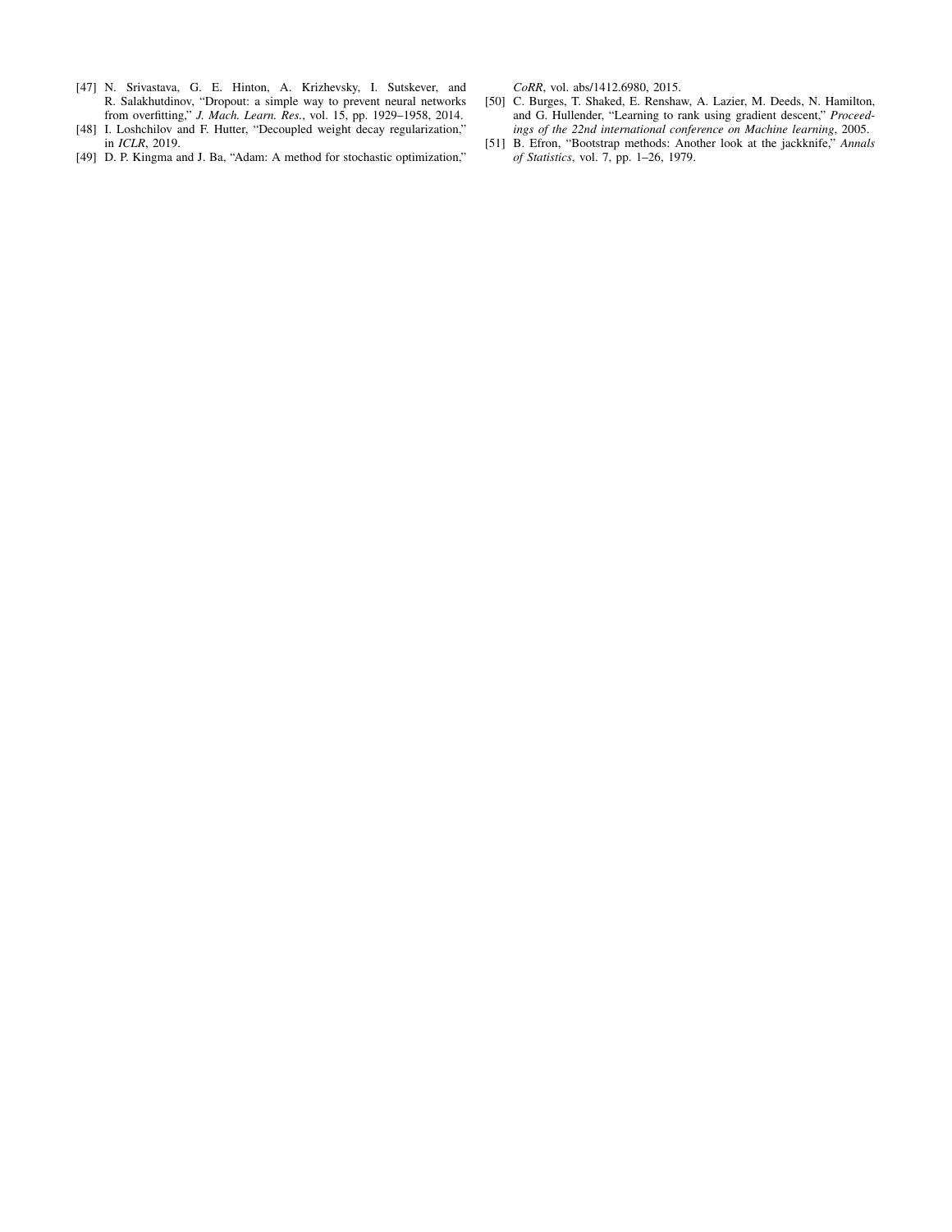[47] N. Srivastava, G. E. Hinton, A. Krizhevsky, I. Sutskever, and R. Salakhutdinov, "Dropout: a simple way to prevent neural networks from overfitting," *J. Mach. Learn. Res.*, vol. 15, pp. 1929–1958, 2014.

[48] I. Loshchilov and F. Hutter, "Decoupled weight decay regularization," in *ICLR*, 2019.

[49] D. P. Kingma and J. Ba, "Adam: A method for stochastic optimization," *CoRR*, vol. abs/1412.6980, 2015.

[50] C. Burges, T. Shaked, E. Renshaw, A. Lazier, M. Deeds, N. Hamilton, and G. Hullender, "Learning to rank using gradient descent," *Proceedings of the 22nd international conference on Machine learning*, 2005.

[51] B. Efron, "Bootstrap methods: Another look at the jackknife," *Annals of Statistics*, vol. 7, pp. 1–26, 1979.